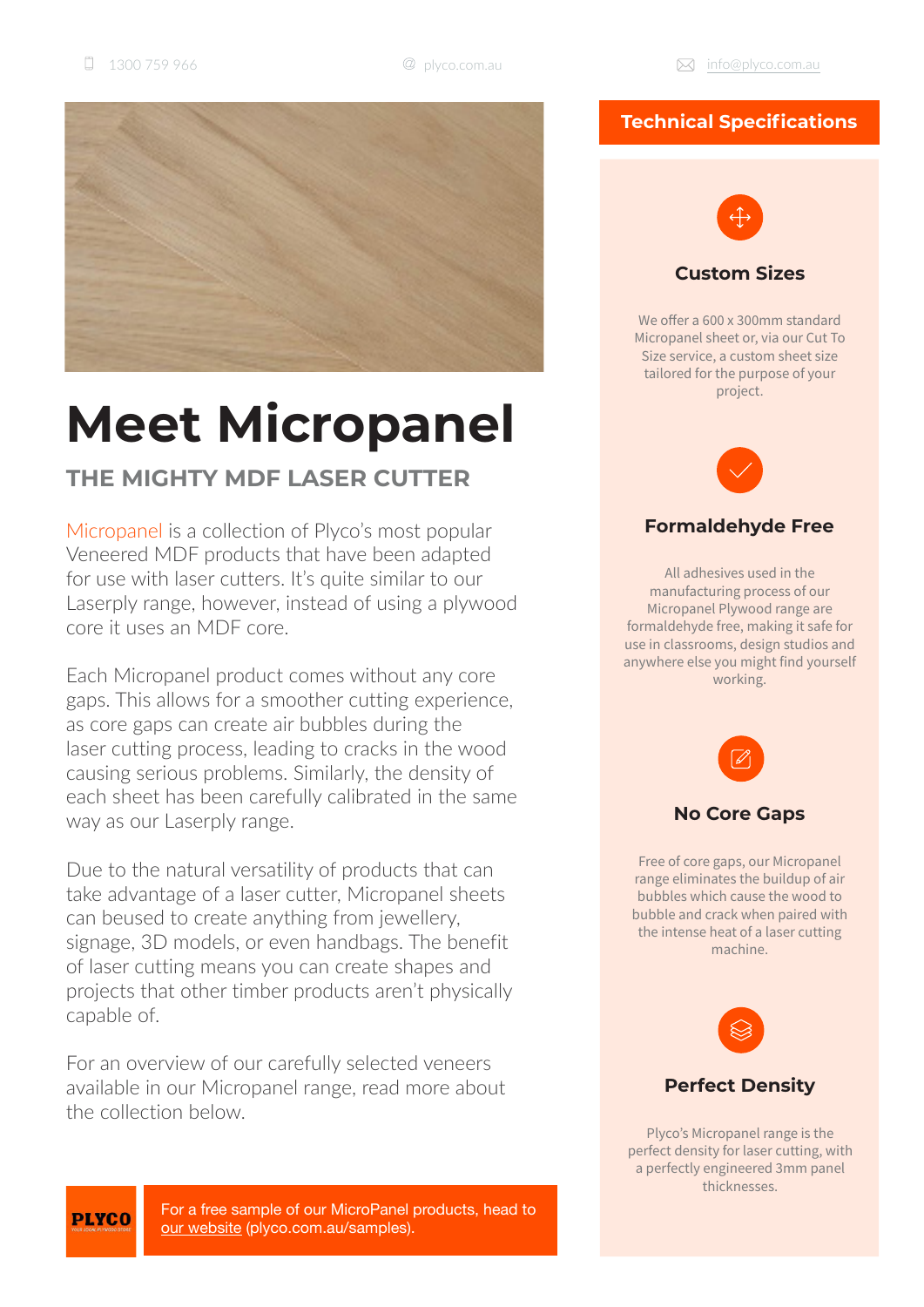1300 759 966 plyco.com.au info@plyco.com.au

# Meet Micropanel

## THE MIGHTY MDF LASER CUTTER

Micropanel is a collection of Plyco's most popular Veneered MDF products that have been adapted for use with laser cutters. It's quite similar to our Laserply range, however, instead of using a plywood core it uses an MDF core.

Each Micropanel product comes without any core gaps. This allows for a smoother cutting experience, as core gaps can create air bubbles during the laser cutting process, leading to cracks in the wood causing serious problems. Similarly, the density of each sheet has been carefully calibrated in the same way as our Laserply range.

Due to the natural versatility of products that can take advantage of a laser cutter, Micropanel sheets can beused to create anything from jewellery, signage, 3D models, or even handbags. The benefit of laser cutting means you can create shapes and projects that other timber products aren't physically capable of.

For an overview of our carefully selected veneers available in our Micropanel range, read more about the collection below.

For a free sample of our MicroPanel products, head to our website (plyco.com.au/samples).

## Technical Specifications

### Custom Sizes

We offer a 600 x 300mm standard Micropanel sheet or, via our Cut To Size service, a custom sheet size tailored for the purpose of your project.

### Formaldehyde Free

All adhesives used in the manufacturing process of our Micropanel Plywood range are formaldehyde free, making it safe for use in classrooms, design studios and anywhere else you might find yourself working.

### No Core Gaps

Free of core gaps, our Micropanel range eliminates the buildup of air bubbles which cause the wood to bubble and crack when paired with the intense heat of a laser cutting machine.

### Perfect Density

Plyco's Micropanel range is the perfect density for laser cutting, with a perfectly engineered 3mm panel thicknesses.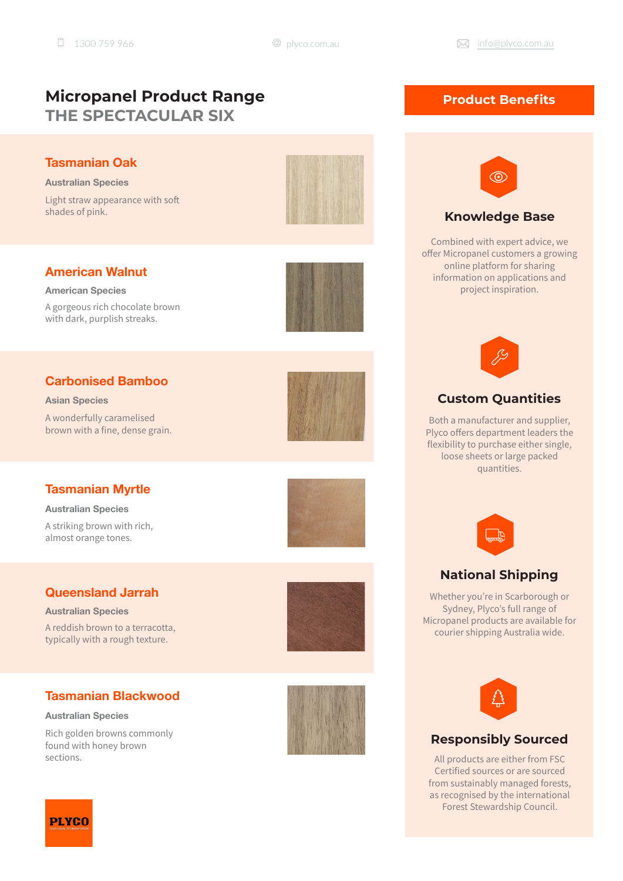1300 759 966 | plyco.com.au | info@plyco.com.au

# Micropanel Product Range

## THE SPECTACULAR SIX

### Tasmanian Oak

**Australian Species**

Light straw appearance with soft shades of pink.

### American Walnut

**American Species**

A gorgeous rich chocolate brown with dark, purplish streaks.

### Carbonised Bamboo

**Asian Species**

A wonderfully caramelised brown with a fine, dense grain.

### Tasmanian Myrtle

**Australian Species**

A striking brown with rich, almost orange tones.

### Queensland Jarrah

**Australian Species**

A reddish brown to a terracotta, typically with a rough texture.

### Tasmanian Blackwood

**Australian Species**

Rich golden browns commonly found with honey brown sections.

PLYCO

## Product Benefits

### Knowledge Base

Combined with expert advice, we offer Micropanel customers a growing online platform for sharing information on applications and project inspiration.

### Custom Quantities

Both a manufacturer and supplier, Plyco offers department leaders the flexibility to purchase either single, loose sheets or large packed quantities.

### National Shipping

Whether you're in Scarborough or Sydney, Plyco's full range of Micropanel products are available for courier shipping Australia wide.

### Responsibly Sourced

All products are either from FSC Certified sources or are sourced from sustainably managed forests, as recognised by the international Forest Stewardship Council.